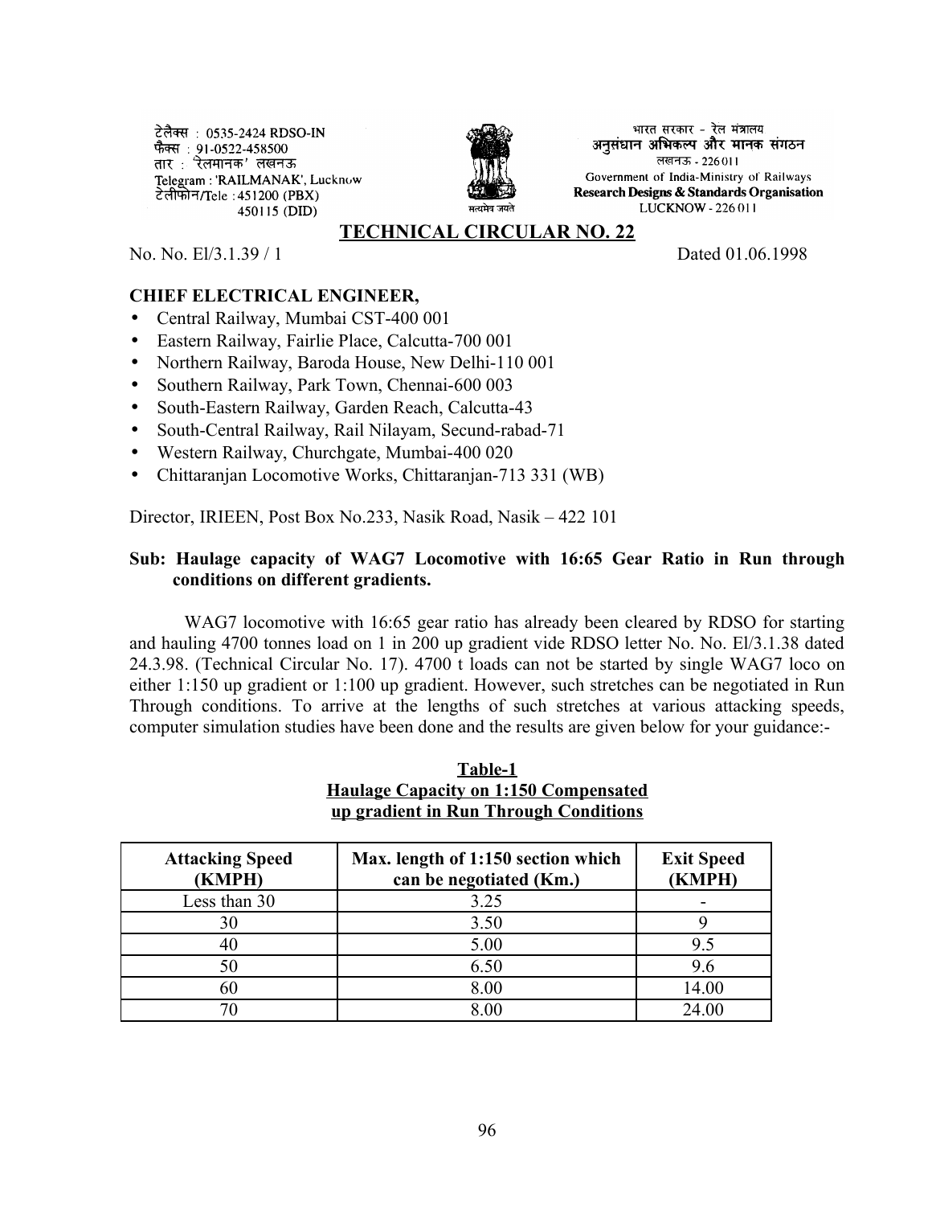टेलैक्स : 0535-2424 RDSO-IN
फैक्स : 91-0522-458500
तार : 'रेलमानक' लखनऊ
Telegram : 'RAILMANAK', Lucknow
टेलीफोन/Tele : 451200 (PBX)
450115 (DID)

भारत सरकार - रेल मंत्रालय
अनुसंधान अभिकल्प और मानक संगठन
लखनऊ - 226011
Government of India-Ministry of Railways
Research Designs & Standards Organisation
LUCKNOW - 226 011

## TECHNICAL CIRCULAR NO. 22

No. No. El/3.1.39 / 1 Dated 01.06.1998

**CHIEF ELECTRICAL ENGINEER,**

- Central Railway, Mumbai CST-400 001
- Eastern Railway, Fairlie Place, Calcutta-700 001
- Northern Railway, Baroda House, New Delhi-110 001
- Southern Railway, Park Town, Chennai-600 003
- South-Eastern Railway, Garden Reach, Calcutta-43
- South-Central Railway, Rail Nilayam, Secund-rabad-71
- Western Railway, Churchgate, Mumbai-400 020
- Chittaranjan Locomotive Works, Chittaranjan-713 331 (WB)

Director, IRIEEN, Post Box No.233, Nasik Road, Nasik – 422 101

**Sub: Haulage capacity of WAG7 Locomotive with 16:65 Gear Ratio in Run through conditions on different gradients.**

WAG7 locomotive with 16:65 gear ratio has already been cleared by RDSO for starting and hauling 4700 tonnes load on 1 in 200 up gradient vide RDSO letter No. No. El/3.1.38 dated 24.3.98. (Technical Circular No. 17). 4700 t loads can not be started by single WAG7 loco on either 1:150 up gradient or 1:100 up gradient. However, such stretches can be negotiated in Run Through conditions. To arrive at the lengths of such stretches at various attacking speeds, computer simulation studies have been done and the results are given below for your guidance:-

**Table-1**
**Haulage Capacity on 1:150 Compensated up gradient in Run Through Conditions**

| Attacking Speed (KMPH) | Max. length of 1:150 section which can be negotiated (Km.) | Exit Speed (KMPH) |
|---|---|---|
| Less than 30 | 3.25 | - |
| 30 | 3.50 | 9 |
| 40 | 5.00 | 9.5 |
| 50 | 6.50 | 9.6 |
| 60 | 8.00 | 14.00 |
| 70 | 8.00 | 24.00 |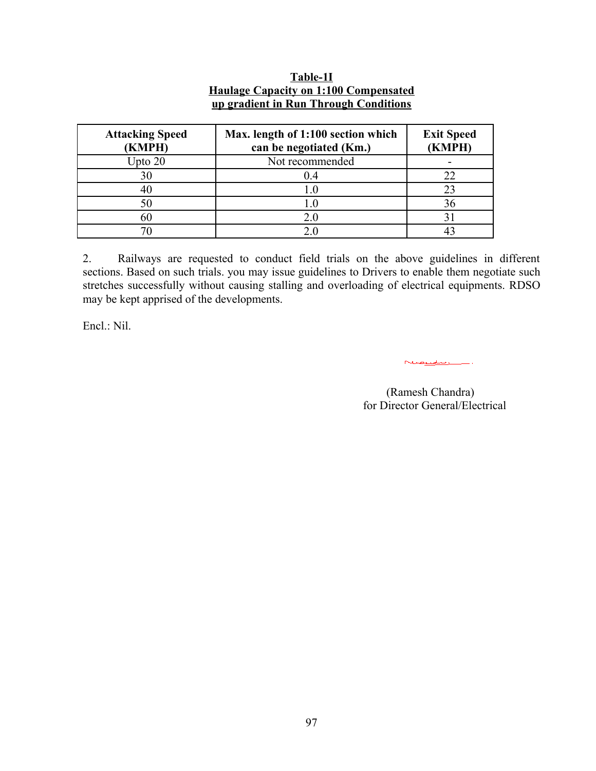**Table-1I**
**Haulage Capacity on 1:100 Compensated up gradient in Run Through Conditions**

| Attacking Speed (KMPH) | Max. length of 1:100 section which can be negotiated (Km.) | Exit Speed (KMPH) |
|---|---|---|
| Upto 20 | Not recommended | - |
| 30 | 0.4 | 22 |
| 40 | 1.0 | 23 |
| 50 | 1.0 | 36 |
| 60 | 2.0 | 31 |
| 70 | 2.0 | 43 |

2. Railways are requested to conduct field trials on the above guidelines in different sections. Based on such trials. you may issue guidelines to Drivers to enable them negotiate such stretches successfully without causing stalling and overloading of electrical equipments. RDSO may be kept apprised of the developments.

Encl.: Nil.

(Ramesh Chandra)
for Director General/Electrical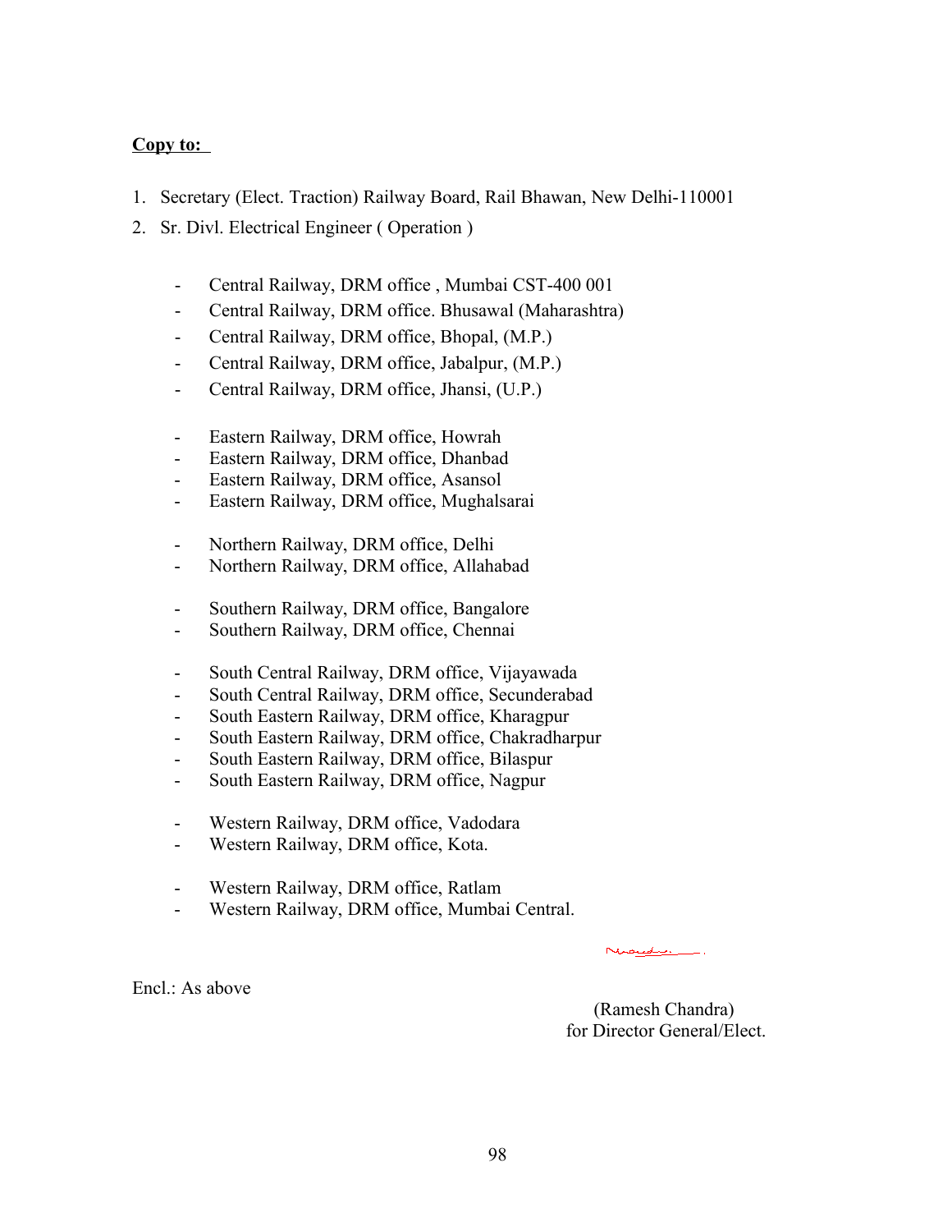**Copy to:**

1. Secretary (Elect. Traction) Railway Board, Rail Bhawan, New Delhi-110001
2. Sr. Divl. Electrical Engineer ( Operation )

- Central Railway, DRM office , Mumbai CST-400 001
- Central Railway, DRM office. Bhusawal (Maharashtra)
- Central Railway, DRM office, Bhopal, (M.P.)
- Central Railway, DRM office, Jabalpur, (M.P.)
- Central Railway, DRM office, Jhansi, (U.P.)

- Eastern Railway, DRM office, Howrah
- Eastern Railway, DRM office, Dhanbad
- Eastern Railway, DRM office, Asansol
- Eastern Railway, DRM office, Mughalsarai

- Northern Railway, DRM office, Delhi
- Northern Railway, DRM office, Allahabad

- Southern Railway, DRM office, Bangalore
- Southern Railway, DRM office, Chennai

- South Central Railway, DRM office, Vijayawada
- South Central Railway, DRM office, Secunderabad
- South Eastern Railway, DRM office, Kharagpur
- South Eastern Railway, DRM office, Chakradharpur
- South Eastern Railway, DRM office, Bilaspur
- South Eastern Railway, DRM office, Nagpur

- Western Railway, DRM office, Vadodara
- Western Railway, DRM office, Kota.

- Western Railway, DRM office, Ratlam
- Western Railway, DRM office, Mumbai Central.

Encl.: As above

(Ramesh Chandra)
for Director General/Elect.